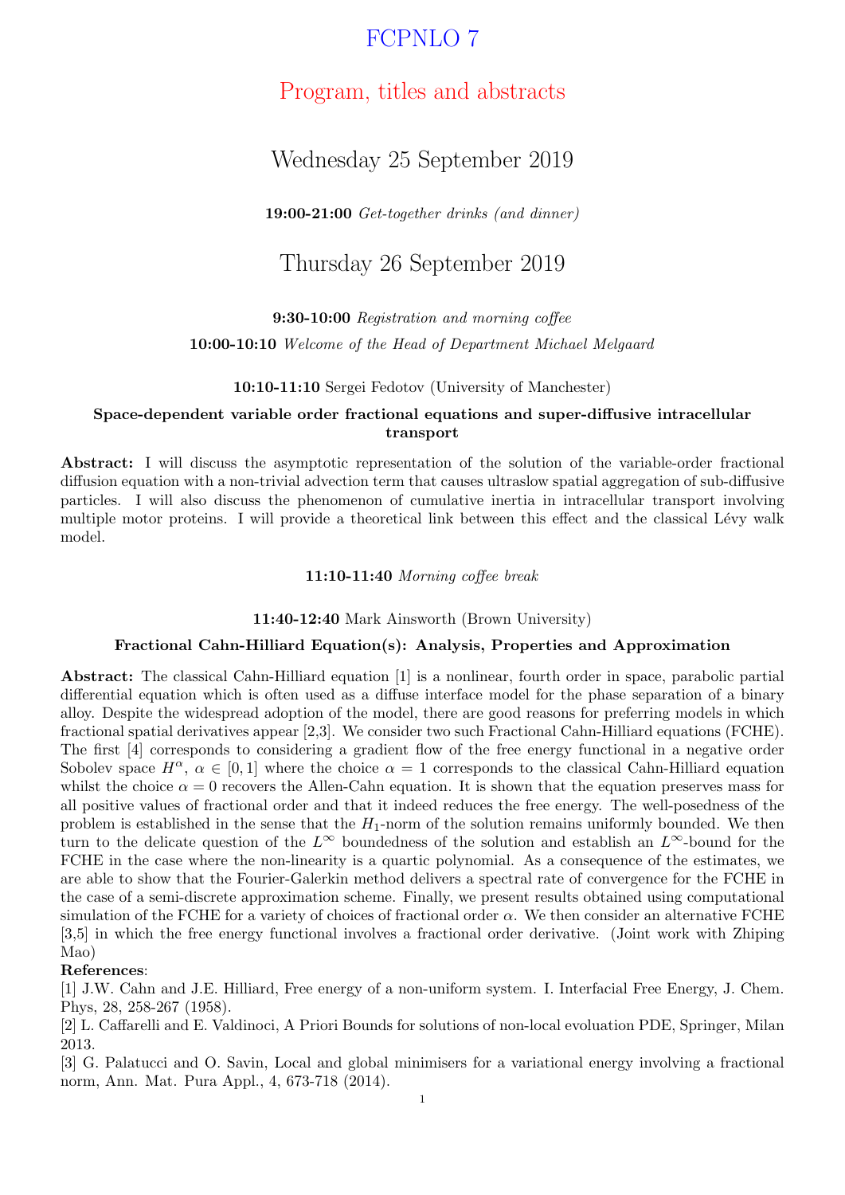# FCPNLO 7

## Program, titles and abstracts

## Wednesday 25 September 2019

**19:00-21:00** *Get-together drinks (and dinner)*

## Thursday 26 September 2019

**9:30-10:00** *Registration and morning coffee*

**10:00-10:10** *Welcome of the Head of Department Michael Melgaard*

**10:10-11:10** Sergei Fedotov (University of Manchester)

### Space-dependent variable order fractional equations and super-diffusive intracellular transport

**Abstract:** I will discuss the asymptotic representation of the solution of the variable-order fractional diffusion equation with a non-trivial advection term that causes ultraslow spatial aggregation of sub-diffusive particles. I will also discuss the phenomenon of cumulative inertia in intracellular transport involving multiple motor proteins. I will provide a theoretical link between this effect and the classical Lévy walk model.

**11:10-11:40** *Morning coffee break*

**11:40-12:40** Mark Ainsworth (Brown University)

### Fractional Cahn-Hilliard Equation(s): Analysis, Properties and Approximation

**Abstract:** The classical Cahn-Hilliard equation [1] is a nonlinear, fourth order in space, parabolic partial differential equation which is often used as a diffuse interface model for the phase separation of a binary alloy. Despite the widespread adoption of the model, there are good reasons for preferring models in which fractional spatial derivatives appear [2,3]. We consider two such Fractional Cahn-Hilliard equations (FCHE). The first [4] corresponds to considering a gradient flow of the free energy functional in a negative order Sobolev space $H^{\alpha}$, $\alpha \in [0,1]$ where the choice $\alpha = 1$ corresponds to the classical Cahn-Hilliard equation whilst the choice $\alpha = 0$ recovers the Allen-Cahn equation. It is shown that the equation preserves mass for all positive values of fractional order and that it indeed reduces the free energy. The well-posedness of the problem is established in the sense that the $H_1$-norm of the solution remains uniformly bounded. We then turn to the delicate question of the $L^{\infty}$ boundedness of the solution and establish an $L^{\infty}$-bound for the FCHE in the case where the non-linearity is a quartic polynomial. As a consequence of the estimates, we are able to show that the Fourier-Galerkin method delivers a spectral rate of convergence for the FCHE in the case of a semi-discrete approximation scheme. Finally, we present results obtained using computational simulation of the FCHE for a variety of choices of fractional order $\alpha$. We then consider an alternative FCHE [3,5] in which the free energy functional involves a fractional order derivative. (Joint work with Zhiping Mao)

**References**:

[1] J.W. Cahn and J.E. Hilliard, Free energy of a non-uniform system. I. Interfacial Free Energy, J. Chem. Phys, 28, 258-267 (1958).

[2] L. Caffarelli and E. Valdinoci, A Priori Bounds for solutions of non-local evoluation PDE, Springer, Milan 2013.

[3] G. Palatucci and O. Savin, Local and global minimisers for a variational energy involving a fractional norm, Ann. Mat. Pura Appl., 4, 673-718 (2014).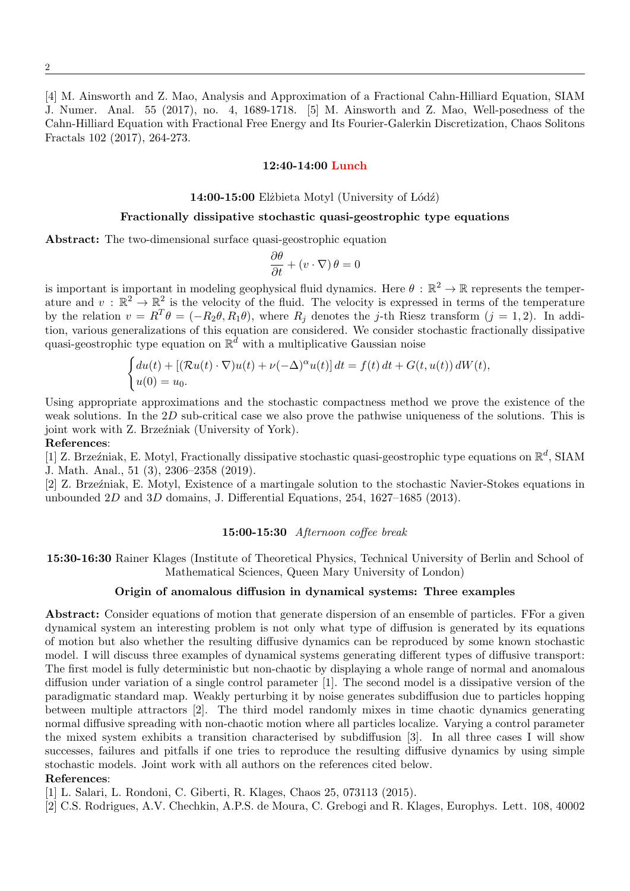[4] M. Ainsworth and Z. Mao, Analysis and Approximation of a Fractional Cahn-Hilliard Equation, SIAM J. Numer. Anal. 55 (2017), no. 4, 1689-1718. [5] M. Ainsworth and Z. Mao, Well-posedness of the Cahn-Hilliard Equation with Fractional Free Energy and Its Fourier-Galerkin Discretization, Chaos Solitons Fractals 102 (2017), 264-273.

**12:40-14:00 Lunch**

**14:00-15:00** Elżbieta Motyl (University of Łódź)

**Fractionally dissipative stochastic quasi-geostrophic type equations**

**Abstract:** The two-dimensional surface quasi-geostrophic equation

$$\frac{\partial \theta}{\partial t} + (v \cdot \nabla)\,\theta = 0$$

is important is important in modeling geophysical fluid dynamics. Here $\theta : \mathbb{R}^2 \to \mathbb{R}$ represents the temperature and $v : \mathbb{R}^2 \to \mathbb{R}^2$ is the velocity of the fluid. The velocity is expressed in terms of the temperature by the relation $v = R^T\theta = (-R_2\theta, R_1\theta)$, where $R_j$ denotes the $j$-th Riesz transform ($j = 1, 2$). In addition, various generalizations of this equation are considered. We consider stochastic fractionally dissipative quasi-geostrophic type equation on $\mathbb{R}^d$ with a multiplicative Gaussian noise

$$\begin{cases} du(t) + [(\mathcal{R}u(t) \cdot \nabla)u(t) + \nu(-\Delta)^{\alpha}u(t)]\, dt = f(t)\, dt + G(t, u(t))\, dW(t), \\ u(0) = u_0. \end{cases}$$

Using appropriate approximations and the stochastic compactness method we prove the existence of the weak solutions. In the $2D$ sub-critical case we also prove the pathwise uniqueness of the solutions. This is joint work with Z. Brzeźniak (University of York).

**References**:

[1] Z. Brzeźniak, E. Motyl, Fractionally dissipative stochastic quasi-geostrophic type equations on $\mathbb{R}^d$, SIAM J. Math. Anal., 51 (3), 2306–2358 (2019).

[2] Z. Brzeźniak, E. Motyl, Existence of a martingale solution to the stochastic Navier-Stokes equations in unbounded $2D$ and $3D$ domains, J. Differential Equations, 254, 1627–1685 (2013).

**15:00-15:30** *Afternoon coffee break*

**15:30-16:30** Rainer Klages (Institute of Theoretical Physics, Technical University of Berlin and School of Mathematical Sciences, Queen Mary University of London)

**Origin of anomalous diffusion in dynamical systems: Three examples**

**Abstract:** Consider equations of motion that generate dispersion of an ensemble of particles. FFor a given dynamical system an interesting problem is not only what type of diffusion is generated by its equations of motion but also whether the resulting diffusive dynamics can be reproduced by some known stochastic model. I will discuss three examples of dynamical systems generating different types of diffusive transport: The first model is fully deterministic but non-chaotic by displaying a whole range of normal and anomalous diffusion under variation of a single control parameter [1]. The second model is a dissipative version of the paradigmatic standard map. Weakly perturbing it by noise generates subdiffusion due to particles hopping between multiple attractors [2]. The third model randomly mixes in time chaotic dynamics generating normal diffusive spreading with non-chaotic motion where all particles localize. Varying a control parameter the mixed system exhibits a transition characterised by subdiffusion [3]. In all three cases I will show successes, failures and pitfalls if one tries to reproduce the resulting diffusive dynamics by using simple stochastic models. Joint work with all authors on the references cited below.

**References**:

[1] L. Salari, L. Rondoni, C. Giberti, R. Klages, Chaos 25, 073113 (2015).

[2] C.S. Rodrigues, A.V. Chechkin, A.P.S. de Moura, C. Grebogi and R. Klages, Europhys. Lett. 108, 40002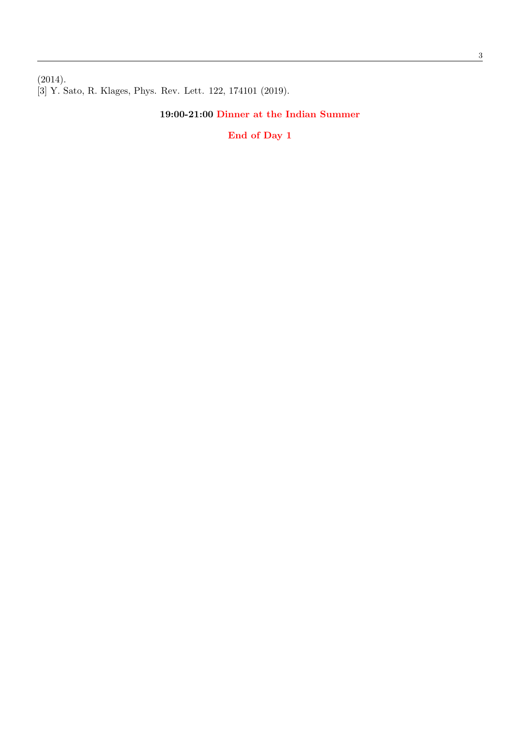(2014).
[3] Y. Sato, R. Klages, Phys. Rev. Lett. 122, 174101 (2019).

**19:00-21:00 Dinner at the Indian Summer**

**End of Day 1**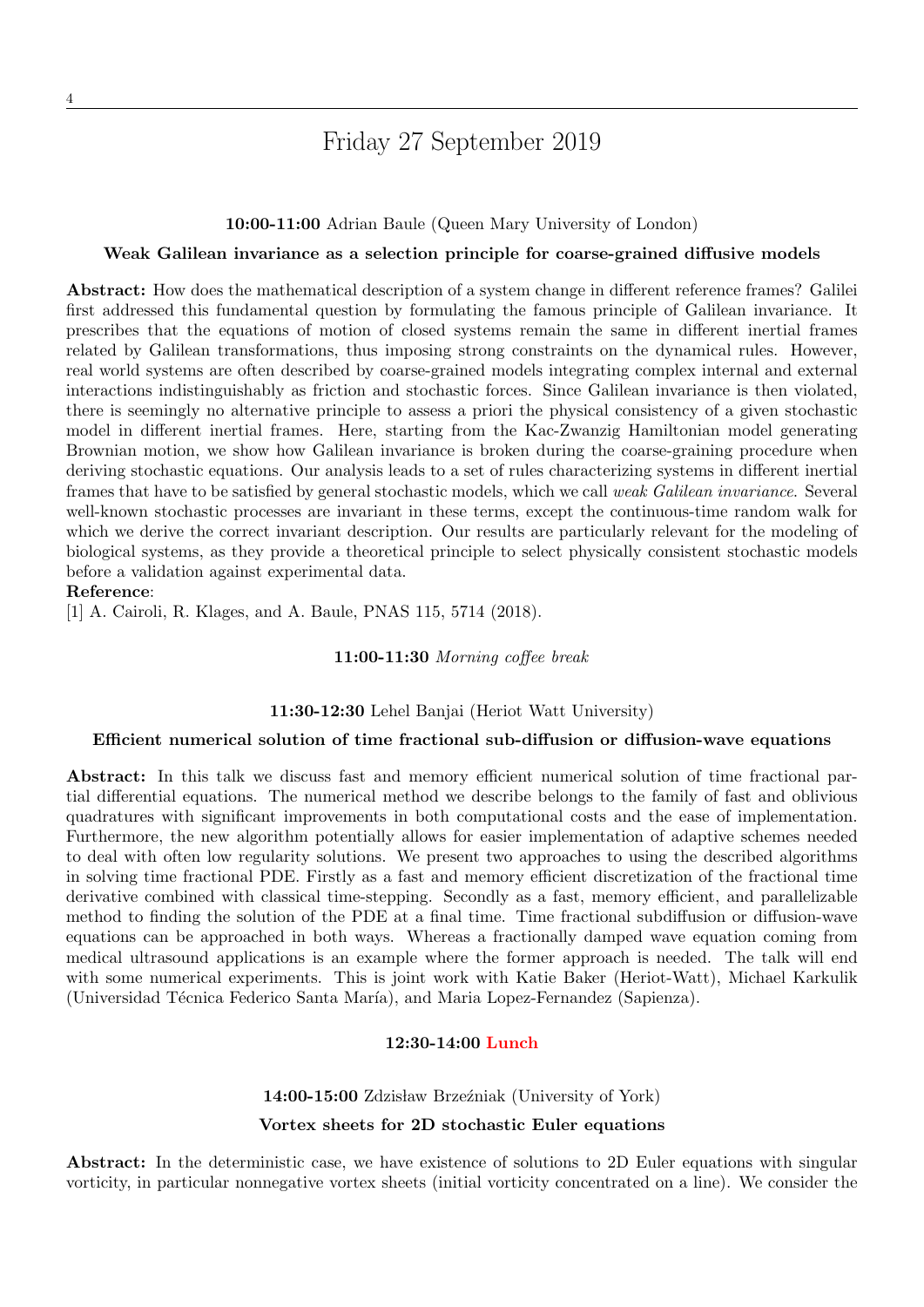# Friday 27 September 2019

**10:00-11:00** Adrian Baule (Queen Mary University of London)

**Weak Galilean invariance as a selection principle for coarse-grained diffusive models**

**Abstract:** How does the mathematical description of a system change in different reference frames? Galilei first addressed this fundamental question by formulating the famous principle of Galilean invariance. It prescribes that the equations of motion of closed systems remain the same in different inertial frames related by Galilean transformations, thus imposing strong constraints on the dynamical rules. However, real world systems are often described by coarse-grained models integrating complex internal and external interactions indistinguishably as friction and stochastic forces. Since Galilean invariance is then violated, there is seemingly no alternative principle to assess a priori the physical consistency of a given stochastic model in different inertial frames. Here, starting from the Kac-Zwanzig Hamiltonian model generating Brownian motion, we show how Galilean invariance is broken during the coarse-graining procedure when deriving stochastic equations. Our analysis leads to a set of rules characterizing systems in different inertial frames that have to be satisfied by general stochastic models, which we call *weak Galilean invariance*. Several well-known stochastic processes are invariant in these terms, except the continuous-time random walk for which we derive the correct invariant description. Our results are particularly relevant for the modeling of biological systems, as they provide a theoretical principle to select physically consistent stochastic models before a validation against experimental data.

**Reference**:

[1] A. Cairoli, R. Klages, and A. Baule, PNAS 115, 5714 (2018).

**11:00-11:30** *Morning coffee break*

**11:30-12:30** Lehel Banjai (Heriot Watt University)

**Efficient numerical solution of time fractional sub-diffusion or diffusion-wave equations**

**Abstract:** In this talk we discuss fast and memory efficient numerical solution of time fractional partial differential equations. The numerical method we describe belongs to the family of fast and oblivious quadratures with significant improvements in both computational costs and the ease of implementation. Furthermore, the new algorithm potentially allows for easier implementation of adaptive schemes needed to deal with often low regularity solutions. We present two approaches to using the described algorithms in solving time fractional PDE. Firstly as a fast and memory efficient discretization of the fractional time derivative combined with classical time-stepping. Secondly as a fast, memory efficient, and parallelizable method to finding the solution of the PDE at a final time. Time fractional subdiffusion or diffusion-wave equations can be approached in both ways. Whereas a fractionally damped wave equation coming from medical ultrasound applications is an example where the former approach is needed. The talk will end with some numerical experiments. This is joint work with Katie Baker (Heriot-Watt), Michael Karkulik (Universidad Técnica Federico Santa María), and Maria Lopez-Fernandez (Sapienza).

**12:30-14:00 Lunch**

**14:00-15:00** Zdzisław Brzeźniak (University of York)

**Vortex sheets for 2D stochastic Euler equations**

**Abstract:** In the deterministic case, we have existence of solutions to 2D Euler equations with singular vorticity, in particular nonnegative vortex sheets (initial vorticity concentrated on a line). We consider the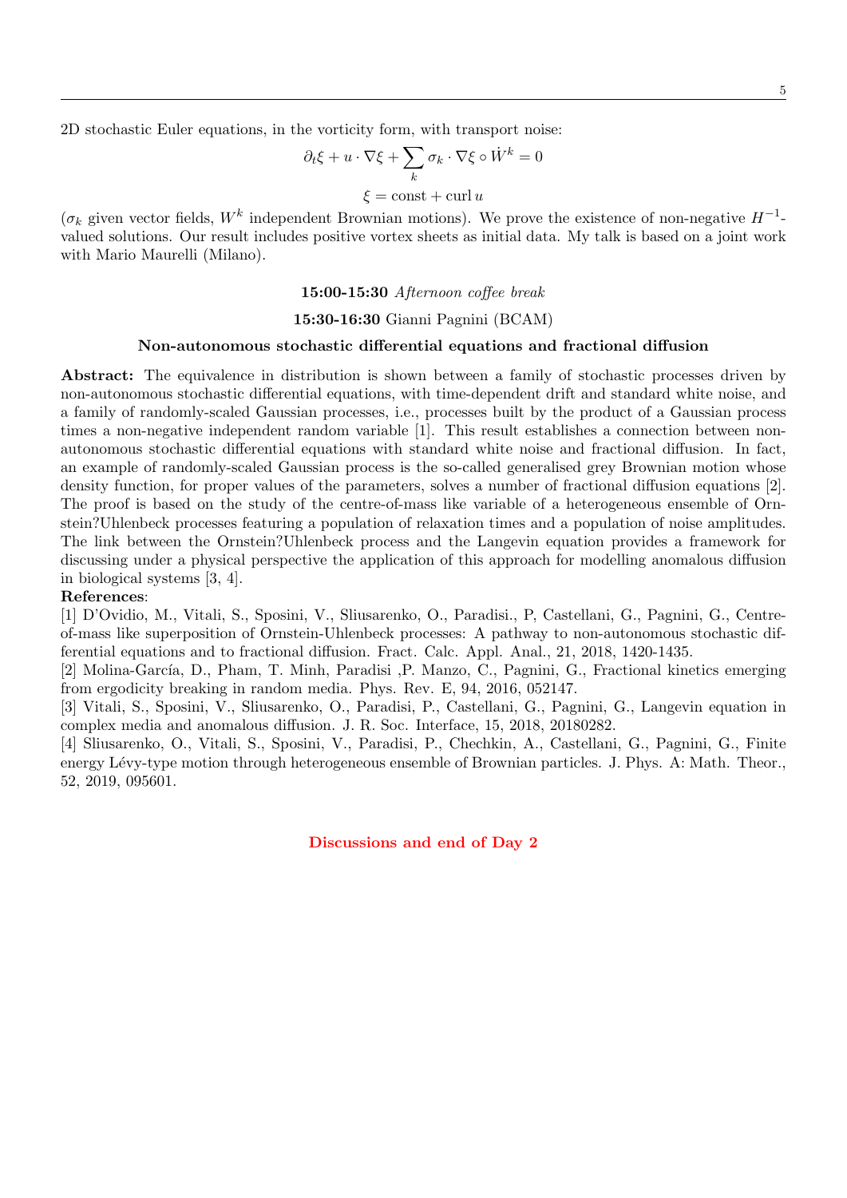2D stochastic Euler equations, in the vorticity form, with transport noise:

$$\partial_t \xi + u \cdot \nabla \xi + \sum_k \sigma_k \cdot \nabla \xi \circ \dot{W}^k = 0$$

$$\xi = \text{const} + \operatorname{curl} u$$

($\sigma_k$ given vector fields, $W^k$ independent Brownian motions). We prove the existence of non-negative $H^{-1}$-valued solutions. Our result includes positive vortex sheets as initial data. My talk is based on a joint work with Mario Maurelli (Milano).

**15:00-15:30** *Afternoon coffee break*

**15:30-16:30** Gianni Pagnini (BCAM)

**Non-autonomous stochastic differential equations and fractional diffusion**

**Abstract:** The equivalence in distribution is shown between a family of stochastic processes driven by non-autonomous stochastic differential equations, with time-dependent drift and standard white noise, and a family of randomly-scaled Gaussian processes, i.e., processes built by the product of a Gaussian process times a non-negative independent random variable [1]. This result establishes a connection between non-autonomous stochastic differential equations with standard white noise and fractional diffusion. In fact, an example of randomly-scaled Gaussian process is the so-called generalised grey Brownian motion whose density function, for proper values of the parameters, solves a number of fractional diffusion equations [2]. The proof is based on the study of the centre-of-mass like variable of a heterogeneous ensemble of Ornstein?Uhlenbeck processes featuring a population of relaxation times and a population of noise amplitudes. The link between the Ornstein?Uhlenbeck process and the Langevin equation provides a framework for discussing under a physical perspective the application of this approach for modelling anomalous diffusion in biological systems [3, 4].

**References**:

[1] D'Ovidio, M., Vitali, S., Sposini, V., Sliusarenko, O., Paradisi., P, Castellani, G., Pagnini, G., Centre-of-mass like superposition of Ornstein-Uhlenbeck processes: A pathway to non-autonomous stochastic differential equations and to fractional diffusion. Fract. Calc. Appl. Anal., 21, 2018, 1420-1435.

[2] Molina-García, D., Pham, T. Minh, Paradisi ,P. Manzo, C., Pagnini, G., Fractional kinetics emerging from ergodicity breaking in random media. Phys. Rev. E, 94, 2016, 052147.

[3] Vitali, S., Sposini, V., Sliusarenko, O., Paradisi, P., Castellani, G., Pagnini, G., Langevin equation in complex media and anomalous diffusion. J. R. Soc. Interface, 15, 2018, 20180282.

[4] Sliusarenko, O., Vitali, S., Sposini, V., Paradisi, P., Chechkin, A., Castellani, G., Pagnini, G., Finite energy Lévy-type motion through heterogeneous ensemble of Brownian particles. J. Phys. A: Math. Theor., 52, 2019, 095601.

**Discussions and end of Day 2**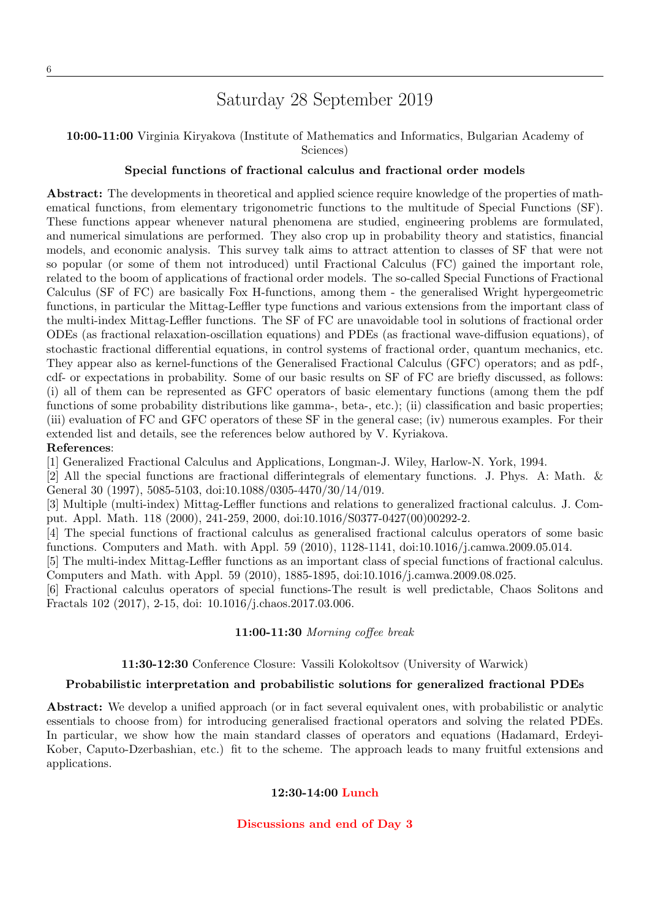# Saturday 28 September 2019

**10:00-11:00** Virginia Kiryakova (Institute of Mathematics and Informatics, Bulgarian Academy of Sciences)

### Special functions of fractional calculus and fractional order models

**Abstract:** The developments in theoretical and applied science require knowledge of the properties of mathematical functions, from elementary trigonometric functions to the multitude of Special Functions (SF). These functions appear whenever natural phenomena are studied, engineering problems are formulated, and numerical simulations are performed. They also crop up in probability theory and statistics, financial models, and economic analysis. This survey talk aims to attract attention to classes of SF that were not so popular (or some of them not introduced) until Fractional Calculus (FC) gained the important role, related to the boom of applications of fractional order models. The so-called Special Functions of Fractional Calculus (SF of FC) are basically Fox H-functions, among them - the generalised Wright hypergeometric functions, in particular the Mittag-Leffler type functions and various extensions from the important class of the multi-index Mittag-Leffler functions. The SF of FC are unavoidable tool in solutions of fractional order ODEs (as fractional relaxation-oscillation equations) and PDEs (as fractional wave-diffusion equations), of stochastic fractional differential equations, in control systems of fractional order, quantum mechanics, etc. They appear also as kernel-functions of the Generalised Fractional Calculus (GFC) operators; and as pdf-, cdf- or expectations in probability. Some of our basic results on SF of FC are briefly discussed, as follows: (i) all of them can be represented as GFC operators of basic elementary functions (among them the pdf functions of some probability distributions like gamma-, beta-, etc.); (ii) classification and basic properties; (iii) evaluation of FC and GFC operators of these SF in the general case; (iv) numerous examples. For their extended list and details, see the references below authored by V. Kyriakova.

**References**:

[1] Generalized Fractional Calculus and Applications, Longman-J. Wiley, Harlow-N. York, 1994.

[2] All the special functions are fractional differintegrals of elementary functions. J. Phys. A: Math. & General 30 (1997), 5085-5103, doi:10.1088/0305-4470/30/14/019.

[3] Multiple (multi-index) Mittag-Leffler functions and relations to generalized fractional calculus. J. Comput. Appl. Math. 118 (2000), 241-259, 2000, doi:10.1016/S0377-0427(00)00292-2.

[4] The special functions of fractional calculus as generalised fractional calculus operators of some basic functions. Computers and Math. with Appl. 59 (2010), 1128-1141, doi:10.1016/j.camwa.2009.05.014.

[5] The multi-index Mittag-Leffler functions as an important class of special functions of fractional calculus. Computers and Math. with Appl. 59 (2010), 1885-1895, doi:10.1016/j.camwa.2009.08.025.

[6] Fractional calculus operators of special functions-The result is well predictable, Chaos Solitons and Fractals 102 (2017), 2-15, doi: 10.1016/j.chaos.2017.03.006.

**11:00-11:30** *Morning coffee break*

**11:30-12:30** Conference Closure: Vassili Kolokoltsov (University of Warwick)

### Probabilistic interpretation and probabilistic solutions for generalized fractional PDEs

**Abstract:** We develop a unified approach (or in fact several equivalent ones, with probabilistic or analytic essentials to choose from) for introducing generalised fractional operators and solving the related PDEs. In particular, we show how the main standard classes of operators and equations (Hadamard, Erdeyi-Kober, Caputo-Dzerbashian, etc.) fit to the scheme. The approach leads to many fruitful extensions and applications.

**12:30-14:00** **Lunch**

**Discussions and end of Day 3**